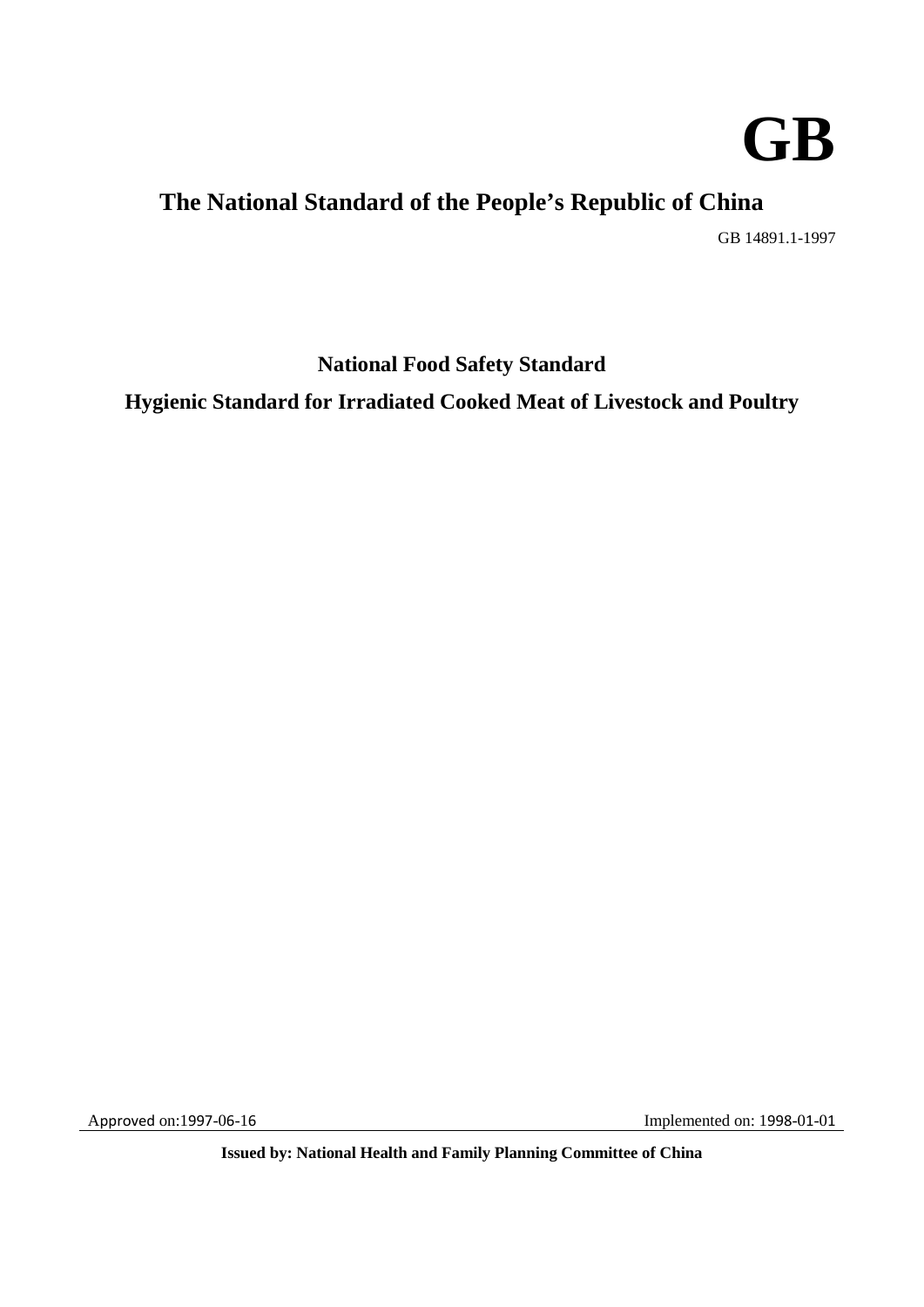# GB

## The National Standard of the People's Republic of China

GB 14891.1-1997

**National Food Safety Standard**

**Hygienic Standard for Irradiated Cooked Meat of Livestock and Poultry**

Approved on:1997-06-16 Implemented on: 1998-01-01

**Issued by: National Health and Family Planning Committee of China**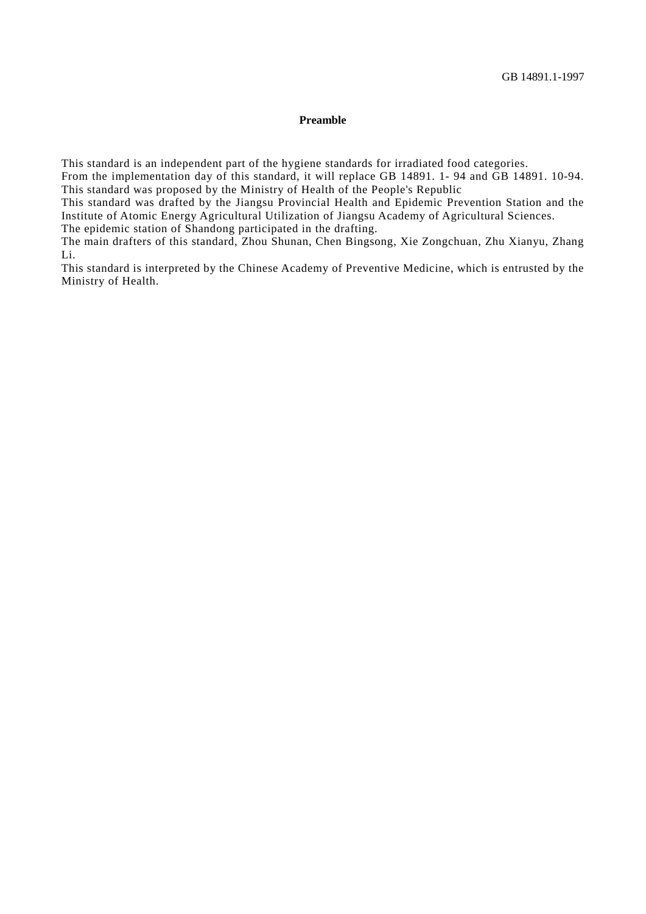## Preamble

This standard is an independent part of the hygiene standards for irradiated food categories.
From the implementation day of this standard, it will replace GB 14891. 1- 94 and GB 14891. 10-94.
This standard was proposed by the Ministry of Health of the People's Republic
This standard was drafted by the Jiangsu Provincial Health and Epidemic Prevention Station and the Institute of Atomic Energy Agricultural Utilization of Jiangsu Academy of Agricultural Sciences.
The epidemic station of Shandong participated in the drafting.
The main drafters of this standard, Zhou Shunan, Chen Bingsong, Xie Zongchuan, Zhu Xianyu, Zhang Li.
This standard is interpreted by the Chinese Academy of Preventive Medicine, which is entrusted by the Ministry of Health.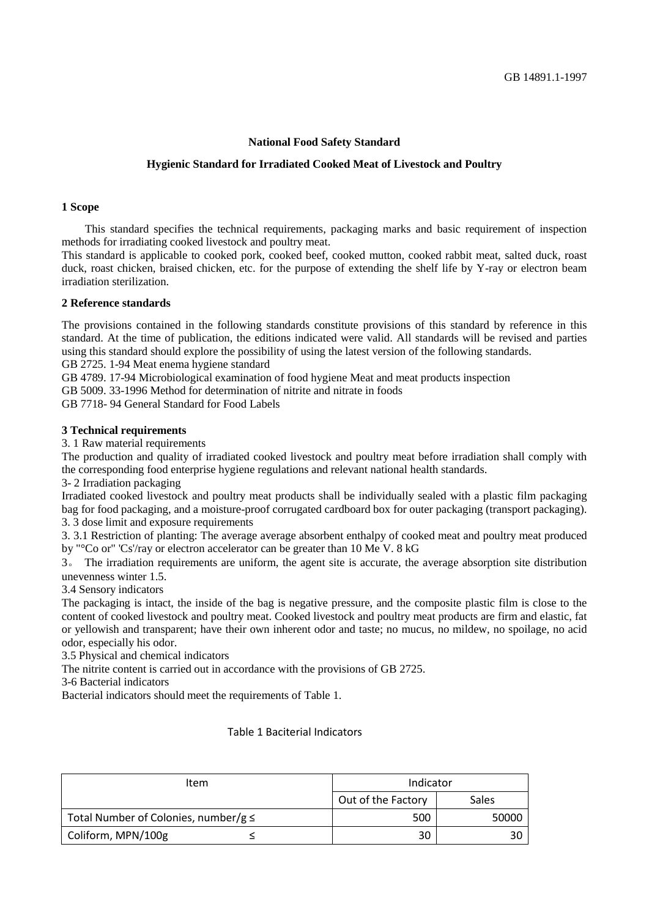GB 14891.1-1997

**National Food Safety Standard**

**Hygienic Standard for Irradiated Cooked Meat of Livestock and Poultry**

## 1 Scope

This standard specifies the technical requirements, packaging marks and basic requirement of inspection methods for irradiating cooked livestock and poultry meat.

This standard is applicable to cooked pork, cooked beef, cooked mutton, cooked rabbit meat, salted duck, roast duck, roast chicken, braised chicken, etc. for the purpose of extending the shelf life by Y-ray or electron beam irradiation sterilization.

## 2 Reference standards

The provisions contained in the following standards constitute provisions of this standard by reference in this standard. At the time of publication, the editions indicated were valid. All standards will be revised and parties using this standard should explore the possibility of using the latest version of the following standards.

GB 2725. 1-94 Meat enema hygiene standard

GB 4789. 17-94 Microbiological examination of food hygiene Meat and meat products inspection

GB 5009. 33-1996 Method for determination of nitrite and nitrate in foods

GB 7718- 94 General Standard for Food Labels

## 3 Technical requirements

3. 1 Raw material requirements

The production and quality of irradiated cooked livestock and poultry meat before irradiation shall comply with the corresponding food enterprise hygiene regulations and relevant national health standards.

3- 2 Irradiation packaging

Irradiated cooked livestock and poultry meat products shall be individually sealed with a plastic film packaging bag for food packaging, and a moisture-proof corrugated cardboard box for outer packaging (transport packaging).

3. 3 dose limit and exposure requirements

3. 3.1 Restriction of planting: The average average absorbent enthalpy of cooked meat and poultry meat produced by "°Co or" 'Cs'/ray or electron accelerator can be greater than 10 Me V. 8 kG

3。 The irradiation requirements are uniform, the agent site is accurate, the average absorption site distribution unevenness winter 1.5.

3.4 Sensory indicators

The packaging is intact, the inside of the bag is negative pressure, and the composite plastic film is close to the content of cooked livestock and poultry meat. Cooked livestock and poultry meat products are firm and elastic, fat or yellowish and transparent; have their own inherent odor and taste; no mucus, no mildew, no spoilage, no acid odor, especially his odor.

3.5 Physical and chemical indicators

The nitrite content is carried out in accordance with the provisions of GB 2725.

3-6 Bacterial indicators

Bacterial indicators should meet the requirements of Table 1.

Table 1 Baciterial Indicators

| Item | Indicator | |
|---|---|---|
| | Out of the Factory | Sales |
| Total Number of Colonies, number/g ≤ | 500 | 50000 |
| Coliform, MPN/100g ≤ | 30 | 30 |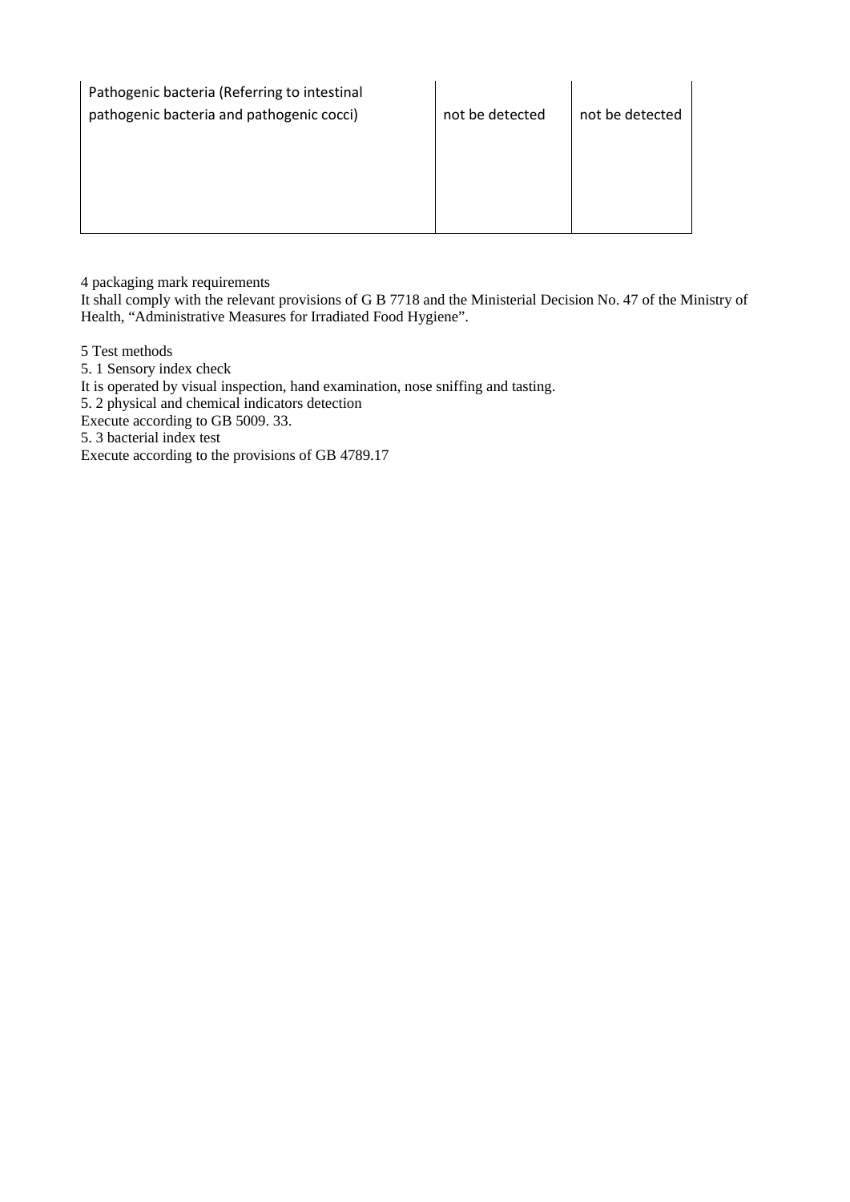| | | |
|---|---|---|
| Pathogenic bacteria (Referring to intestinal pathogenic bacteria and pathogenic cocci) | not be detected | not be detected |

4 packaging mark requirements

It shall comply with the relevant provisions of G B 7718 and the Ministerial Decision No. 47 of the Ministry of Health, “Administrative Measures for Irradiated Food Hygiene”.

5 Test methods

5. 1 Sensory index check

It is operated by visual inspection, hand examination, nose sniffing and tasting.

5. 2 physical and chemical indicators detection

Execute according to GB 5009. 33.

5. 3 bacterial index test

Execute according to the provisions of GB 4789.17